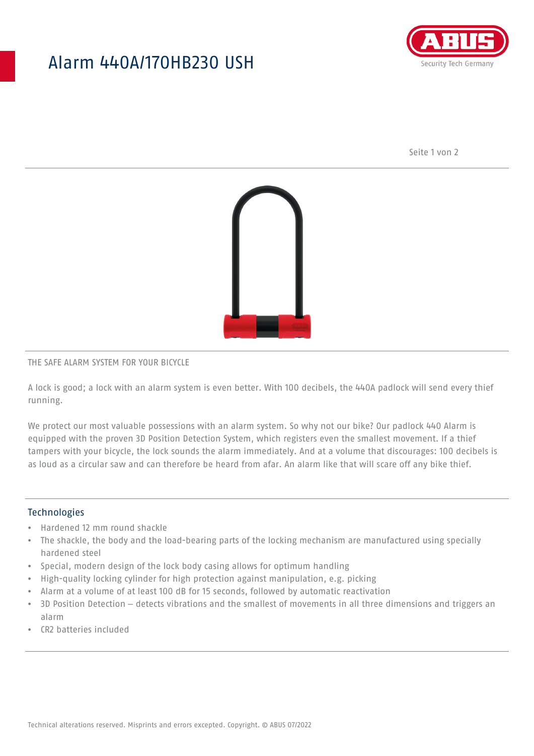# Alarm 440A/170HB230 USH

THE SAFE ALARM SYSTEM FOR YOUR BICYCLE

A lock is good; a lock with an alarm system is even better. With 100 decibels, the 440A padlock will send every thief running.

We protect our most valuable possessions with an alarm system. So why not our bike? Our padlock 440 Alarm is equipped with the proven 3D Position Detection System, which registers even the smallest movement. If a thief tampers with your bicycle, the lock sounds the alarm immediately. And at a volume that discourages: 100 decibels is as loud as a circular saw and can therefore be heard from afar. An alarm like that will scare off any bike thief.

## Technologies

- Hardened 12 mm round shackle
- The shackle, the body and the load-bearing parts of the locking mechanism are manufactured using specially hardened steel
- Special, modern design of the lock body casing allows for optimum handling
- High-quality locking cylinder for high protection against manipulation, e.g. picking
- Alarm at a volume of at least 100 dB for 15 seconds, followed by automatic reactivation
- 3D Position Detection – detects vibrations and the smallest of movements in all three dimensions and triggers an alarm
- CR2 batteries included

Technical alterations reserved. Misprints and errors excepted. Copyright. © ABUS 07/2022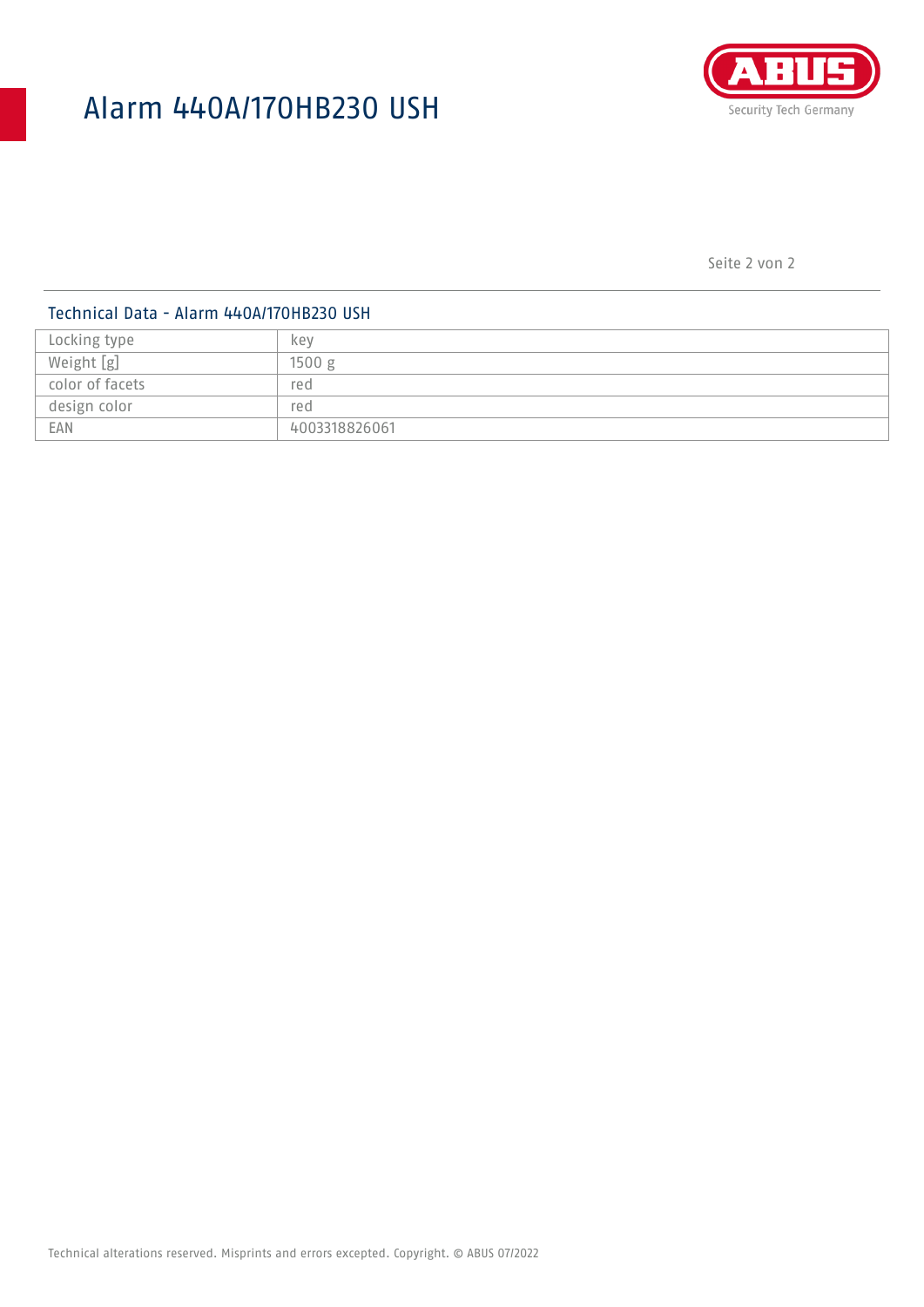# Alarm 440A/170HB230 USH

## Technical Data - Alarm 440A/170HB230 USH

| | |
|---|---|
| Locking type | key |
| Weight [g] | 1500 g |
| color of facets | red |
| design color | red |
| EAN | 4003318826061 |

Technical alterations reserved. Misprints and errors excepted. Copyright. © ABUS 07/2022